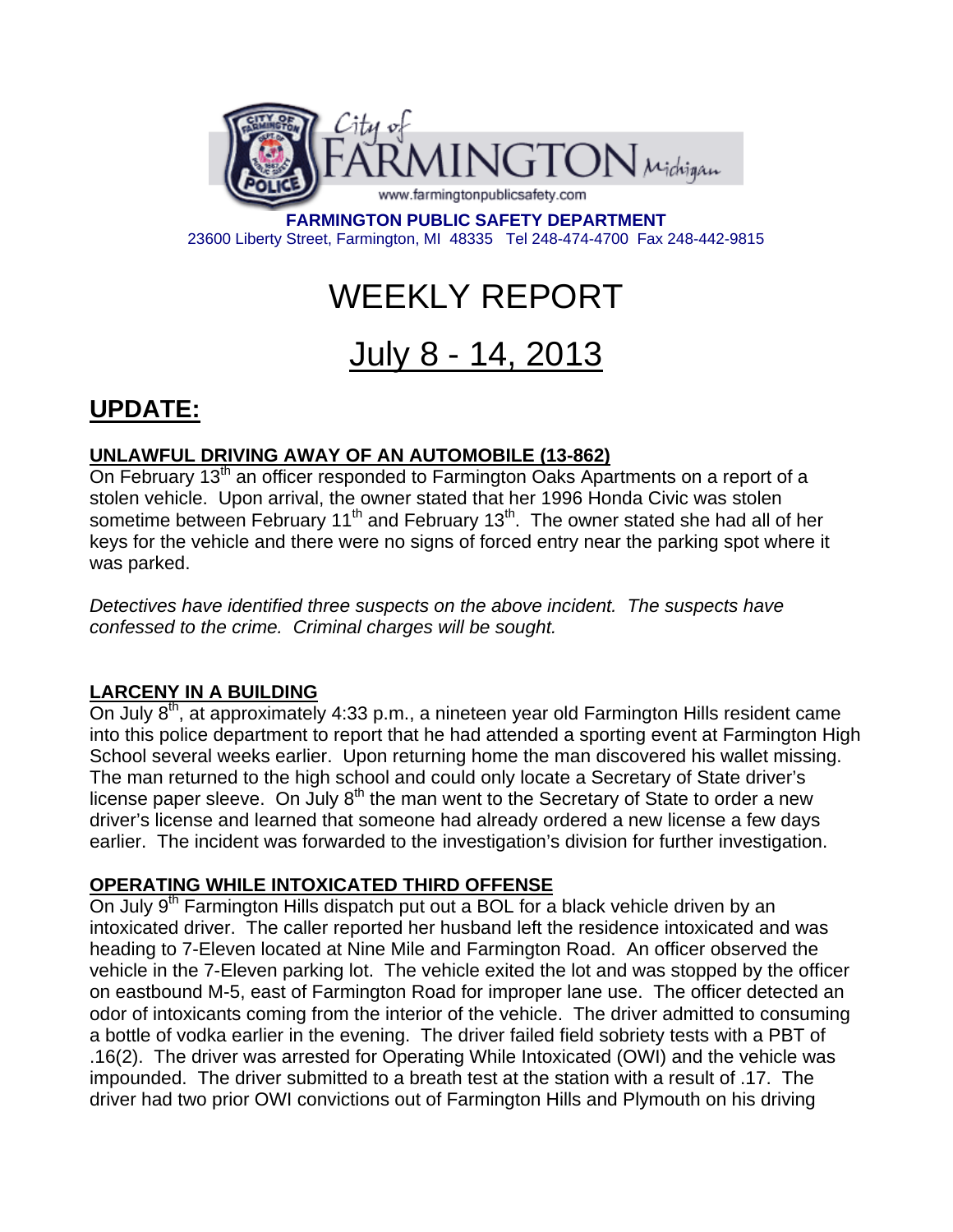City of FARMINGTON Michigan

www.farmingtonpublicsafety.com

**FARMINGTON PUBLIC SAFETY DEPARTMENT**
23600 Liberty Street, Farmington, MI 48335 Tel 248-474-4700 Fax 248-442-9815

# WEEKLY REPORT

# July 8 - 14, 2013

## UPDATE:

### UNLAWFUL DRIVING AWAY OF AN AUTOMOBILE (13-862)

On February 13th an officer responded to Farmington Oaks Apartments on a report of a stolen vehicle. Upon arrival, the owner stated that her 1996 Honda Civic was stolen sometime between February 11th and February 13th. The owner stated she had all of her keys for the vehicle and there were no signs of forced entry near the parking spot where it was parked.

*Detectives have identified three suspects on the above incident. The suspects have confessed to the crime. Criminal charges will be sought.*

### LARCENY IN A BUILDING

On July 8th, at approximately 4:33 p.m., a nineteen year old Farmington Hills resident came into this police department to report that he had attended a sporting event at Farmington High School several weeks earlier. Upon returning home the man discovered his wallet missing. The man returned to the high school and could only locate a Secretary of State driver's license paper sleeve. On July 8th the man went to the Secretary of State to order a new driver's license and learned that someone had already ordered a new license a few days earlier. The incident was forwarded to the investigation's division for further investigation.

### OPERATING WHILE INTOXICATED THIRD OFFENSE

On July 9th Farmington Hills dispatch put out a BOL for a black vehicle driven by an intoxicated driver. The caller reported her husband left the residence intoxicated and was heading to 7-Eleven located at Nine Mile and Farmington Road. An officer observed the vehicle in the 7-Eleven parking lot. The vehicle exited the lot and was stopped by the officer on eastbound M-5, east of Farmington Road for improper lane use. The officer detected an odor of intoxicants coming from the interior of the vehicle. The driver admitted to consuming a bottle of vodka earlier in the evening. The driver failed field sobriety tests with a PBT of .16(2). The driver was arrested for Operating While Intoxicated (OWI) and the vehicle was impounded. The driver submitted to a breath test at the station with a result of .17. The driver had two prior OWI convictions out of Farmington Hills and Plymouth on his driving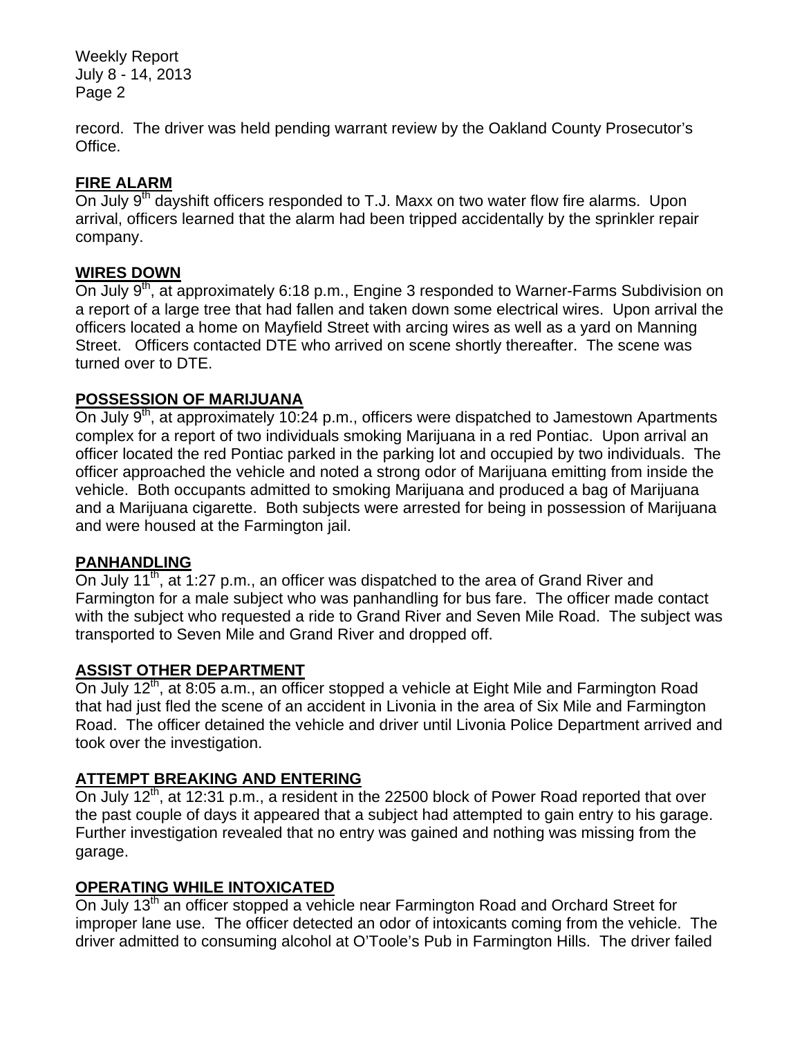record. The driver was held pending warrant review by the Oakland County Prosecutor's Office.

## FIRE ALARM

On July 9th dayshift officers responded to T.J. Maxx on two water flow fire alarms. Upon arrival, officers learned that the alarm had been tripped accidentally by the sprinkler repair company.

## WIRES DOWN

On July 9th, at approximately 6:18 p.m., Engine 3 responded to Warner-Farms Subdivision on a report of a large tree that had fallen and taken down some electrical wires. Upon arrival the officers located a home on Mayfield Street with arcing wires as well as a yard on Manning Street. Officers contacted DTE who arrived on scene shortly thereafter. The scene was turned over to DTE.

## POSSESSION OF MARIJUANA

On July 9th, at approximately 10:24 p.m., officers were dispatched to Jamestown Apartments complex for a report of two individuals smoking Marijuana in a red Pontiac. Upon arrival an officer located the red Pontiac parked in the parking lot and occupied by two individuals. The officer approached the vehicle and noted a strong odor of Marijuana emitting from inside the vehicle. Both occupants admitted to smoking Marijuana and produced a bag of Marijuana and a Marijuana cigarette. Both subjects were arrested for being in possession of Marijuana and were housed at the Farmington jail.

## PANHANDLING

On July 11th, at 1:27 p.m., an officer was dispatched to the area of Grand River and Farmington for a male subject who was panhandling for bus fare. The officer made contact with the subject who requested a ride to Grand River and Seven Mile Road. The subject was transported to Seven Mile and Grand River and dropped off.

## ASSIST OTHER DEPARTMENT

On July 12th, at 8:05 a.m., an officer stopped a vehicle at Eight Mile and Farmington Road that had just fled the scene of an accident in Livonia in the area of Six Mile and Farmington Road. The officer detained the vehicle and driver until Livonia Police Department arrived and took over the investigation.

## ATTEMPT BREAKING AND ENTERING

On July 12th, at 12:31 p.m., a resident in the 22500 block of Power Road reported that over the past couple of days it appeared that a subject had attempted to gain entry to his garage. Further investigation revealed that no entry was gained and nothing was missing from the garage.

## OPERATING WHILE INTOXICATED

On July 13th an officer stopped a vehicle near Farmington Road and Orchard Street for improper lane use. The officer detected an odor of intoxicants coming from the vehicle. The driver admitted to consuming alcohol at O'Toole's Pub in Farmington Hills. The driver failed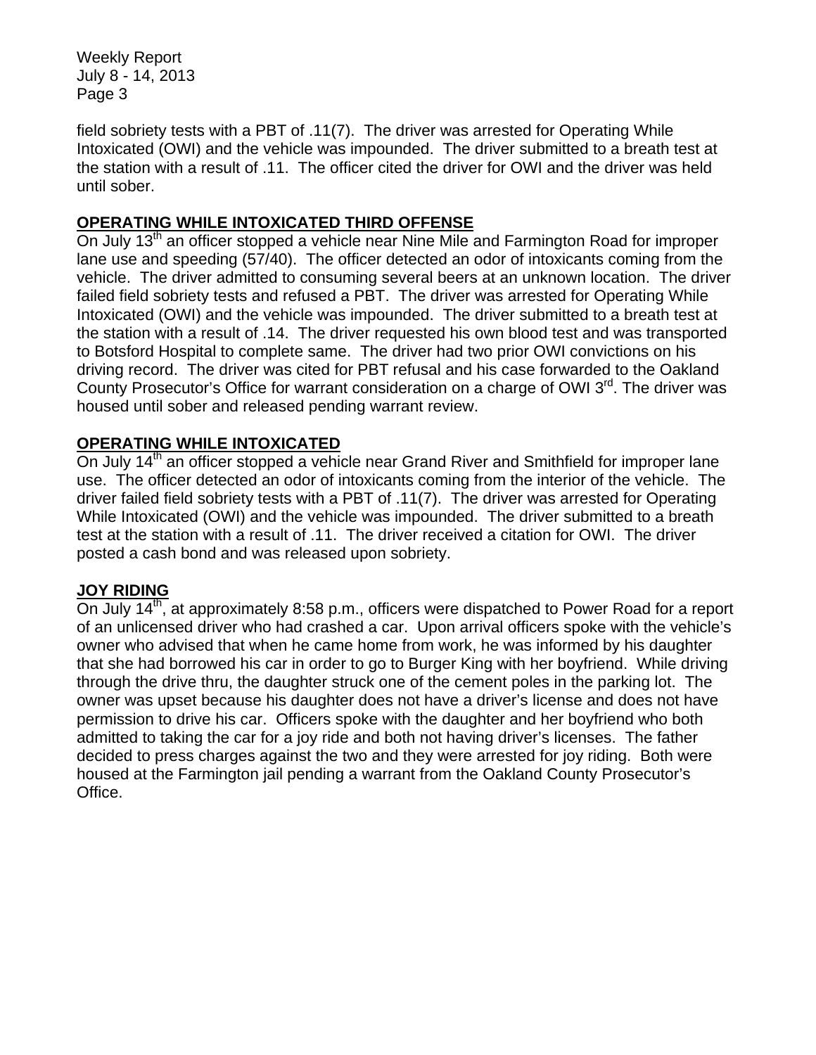field sobriety tests with a PBT of .11(7). The driver was arrested for Operating While Intoxicated (OWI) and the vehicle was impounded. The driver submitted to a breath test at the station with a result of .11. The officer cited the driver for OWI and the driver was held until sober.

## OPERATING WHILE INTOXICATED THIRD OFFENSE

On July 13th an officer stopped a vehicle near Nine Mile and Farmington Road for improper lane use and speeding (57/40). The officer detected an odor of intoxicants coming from the vehicle. The driver admitted to consuming several beers at an unknown location. The driver failed field sobriety tests and refused a PBT. The driver was arrested for Operating While Intoxicated (OWI) and the vehicle was impounded. The driver submitted to a breath test at the station with a result of .14. The driver requested his own blood test and was transported to Botsford Hospital to complete same. The driver had two prior OWI convictions on his driving record. The driver was cited for PBT refusal and his case forwarded to the Oakland County Prosecutor's Office for warrant consideration on a charge of OWI 3rd. The driver was housed until sober and released pending warrant review.

## OPERATING WHILE INTOXICATED

On July 14th an officer stopped a vehicle near Grand River and Smithfield for improper lane use. The officer detected an odor of intoxicants coming from the interior of the vehicle. The driver failed field sobriety tests with a PBT of .11(7). The driver was arrested for Operating While Intoxicated (OWI) and the vehicle was impounded. The driver submitted to a breath test at the station with a result of .11. The driver received a citation for OWI. The driver posted a cash bond and was released upon sobriety.

## JOY RIDING

On July 14th, at approximately 8:58 p.m., officers were dispatched to Power Road for a report of an unlicensed driver who had crashed a car. Upon arrival officers spoke with the vehicle's owner who advised that when he came home from work, he was informed by his daughter that she had borrowed his car in order to go to Burger King with her boyfriend. While driving through the drive thru, the daughter struck one of the cement poles in the parking lot. The owner was upset because his daughter does not have a driver's license and does not have permission to drive his car. Officers spoke with the daughter and her boyfriend who both admitted to taking the car for a joy ride and both not having driver's licenses. The father decided to press charges against the two and they were arrested for joy riding. Both were housed at the Farmington jail pending a warrant from the Oakland County Prosecutor's Office.